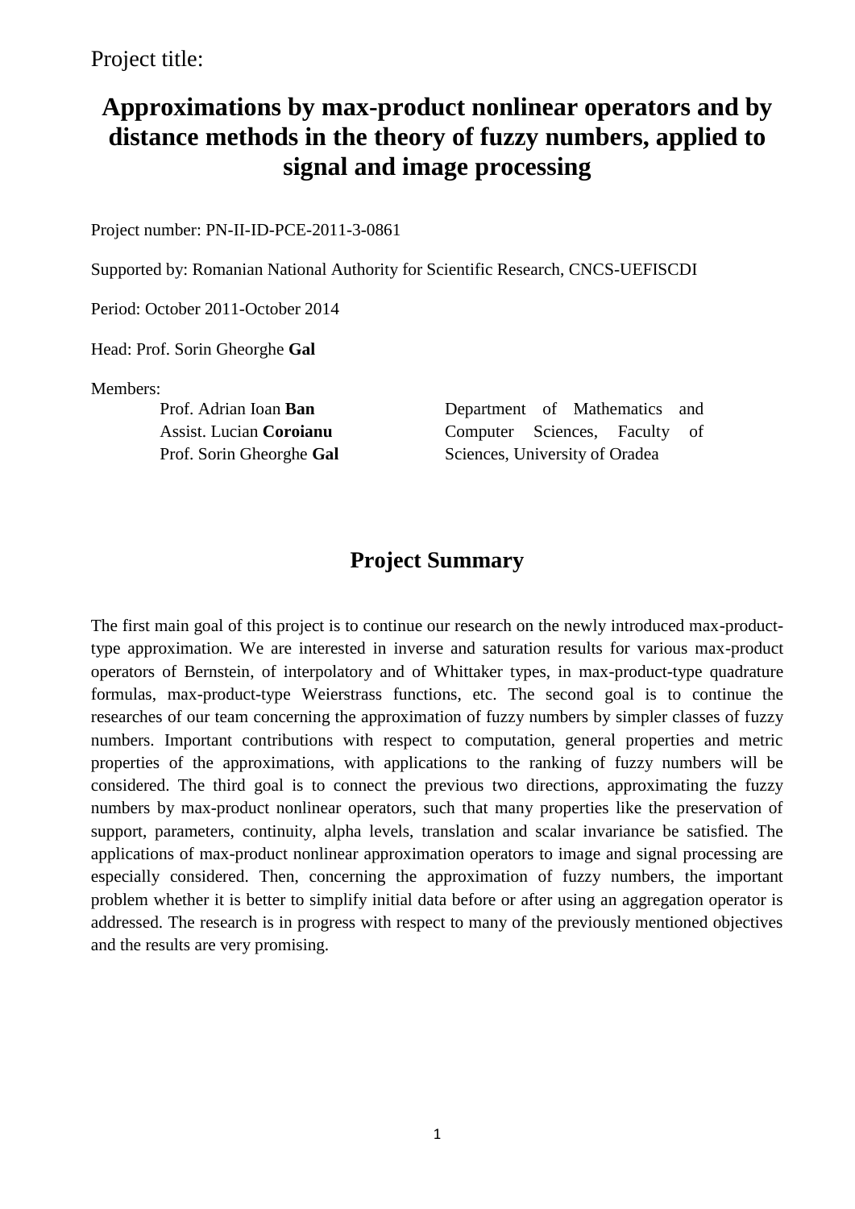Project title:

# Approximations by max-product nonlinear operators and by distance methods in the theory of fuzzy numbers, applied to signal and image processing

Project number: PN-II-ID-PCE-2011-3-0861

Supported by: Romanian National Authority for Scientific Research, CNCS-UEFISCDI

Period: October 2011-October 2014

Head: Prof. Sorin Gheorghe **Gal**

Members:

Prof. Adrian Ioan **Ban**
Assist. Lucian **Coroianu**
Prof. Sorin Gheorghe **Gal**

Department of Mathematics and Computer Sciences, Faculty of Sciences, University of Oradea

## Project Summary

The first main goal of this project is to continue our research on the newly introduced max-product-type approximation. We are interested in inverse and saturation results for various max-product operators of Bernstein, of interpolatory and of Whittaker types, in max-product-type quadrature formulas, max-product-type Weierstrass functions, etc. The second goal is to continue the researches of our team concerning the approximation of fuzzy numbers by simpler classes of fuzzy numbers. Important contributions with respect to computation, general properties and metric properties of the approximations, with applications to the ranking of fuzzy numbers will be considered. The third goal is to connect the previous two directions, approximating the fuzzy numbers by max-product nonlinear operators, such that many properties like the preservation of support, parameters, continuity, alpha levels, translation and scalar invariance be satisfied. The applications of max-product nonlinear approximation operators to image and signal processing are especially considered. Then, concerning the approximation of fuzzy numbers, the important problem whether it is better to simplify initial data before or after using an aggregation operator is addressed. The research is in progress with respect to many of the previously mentioned objectives and the results are very promising.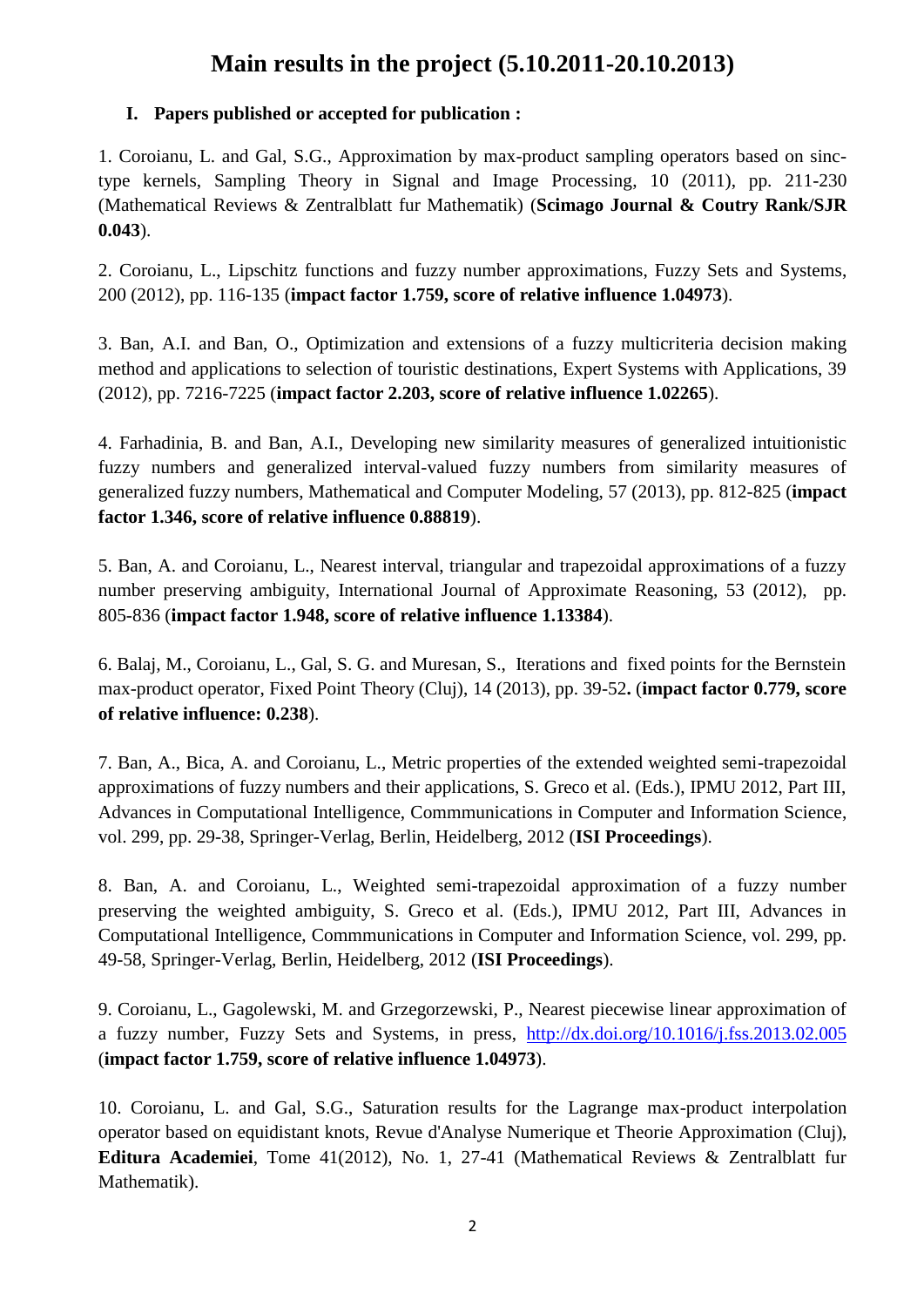# Main results in the project (5.10.2011-20.10.2013)

## I. Papers published or accepted for publication :

1. Coroianu, L. and Gal, S.G., Approximation by max-product sampling operators based on sinc-type kernels, Sampling Theory in Signal and Image Processing, 10 (2011), pp. 211-230 (Mathematical Reviews & Zentralblatt fur Mathematatik) (**Scimago Journal & Coutry Rank/SJR 0.043**).

2. Coroianu, L., Lipschitz functions and fuzzy number approximations, Fuzzy Sets and Systems, 200 (2012), pp. 116-135 (**impact factor 1.759, score of relative influence 1.04973**).

3. Ban, A.I. and Ban, O., Optimization and extensions of a fuzzy multicriteria decision making method and applications to selection of touristic destinations, Expert Systems with Applications, 39 (2012), pp. 7216-7225 (**impact factor 2.203, score of relative influence 1.02265**).

4. Farhadinia, B. and Ban, A.I., Developing new similarity measures of generalized intuitionistic fuzzy numbers and generalized interval-valued fuzzy numbers from similarity measures of generalized fuzzy numbers, Mathematical and Computer Modeling, 57 (2013), pp. 812-825 (**impact factor 1.346, score of relative influence 0.88819**).

5. Ban, A. and Coroianu, L., Nearest interval, triangular and trapezoidal approximations of a fuzzy number preserving ambiguity, International Journal of Approximate Reasoning, 53 (2012), pp. 805-836 (**impact factor 1.948, score of relative influence 1.13384**).

6. Balaj, M., Coroianu, L., Gal, S. G. and Muresan, S., Iterations and fixed points for the Bernstein max-product operator, Fixed Point Theory (Cluj), 14 (2013), pp. 39-52**.** (**impact factor 0.779, score of relative influence: 0.238**).

7. Ban, A., Bica, A. and Coroianu, L., Metric properties of the extended weighted semi-trapezoidal approximations of fuzzy numbers and their applications, S. Greco et al. (Eds.), IPMU 2012, Part III, Advances in Computational Intelligence, Commmunications in Computer and Information Science, vol. 299, pp. 29-38, Springer-Verlag, Berlin, Heidelberg, 2012 (**ISI Proceedings**).

8. Ban, A. and Coroianu, L., Weighted semi-trapezoidal approximation of a fuzzy number preserving the weighted ambiguity, S. Greco et al. (Eds.), IPMU 2012, Part III, Advances in Computational Intelligence, Commmunications in Computer and Information Science, vol. 299, pp. 49-58, Springer-Verlag, Berlin, Heidelberg, 2012 (**ISI Proceedings**).

9. Coroianu, L., Gagolewski, M. and Grzegorzewski, P., Nearest piecewise linear approximation of a fuzzy number, Fuzzy Sets and Systems, in press, http://dx.doi.org/10.1016/j.fss.2013.02.005 (**impact factor 1.759, score of relative influence 1.04973**).

10. Coroianu, L. and Gal, S.G., Saturation results for the Lagrange max-product interpolation operator based on equidistant knots, Revue d'Analyse Numerique et Theorie Approximation (Cluj), **Editura Academiei**, Tome 41(2012), No. 1, 27-41 (Mathematical Reviews & Zentralblatt fur Mathematik).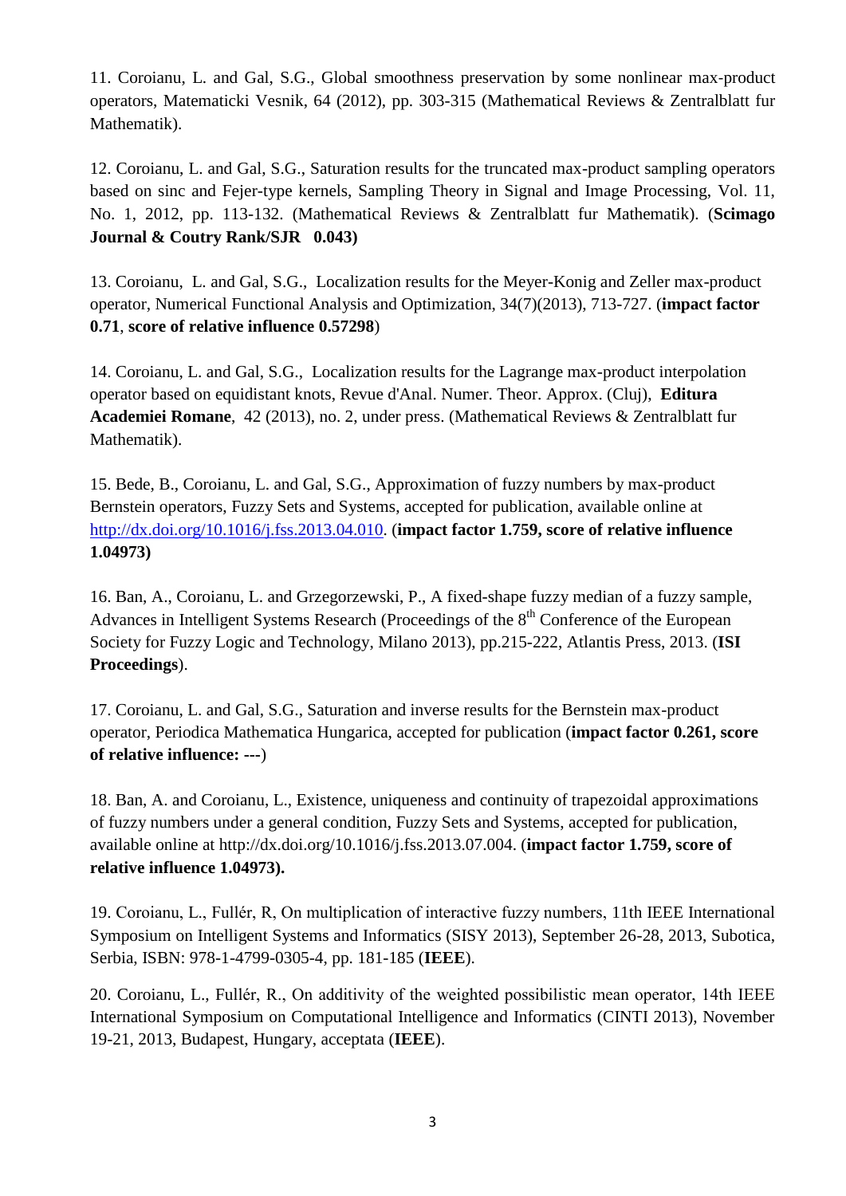11. Coroianu, L. and Gal, S.G., Global smoothness preservation by some nonlinear max-product operators, Matematicki Vesnik, 64 (2012), pp. 303-315 (Mathematical Reviews & Zentralblatt fur Mathematik).

12. Coroianu, L. and Gal, S.G., Saturation results for the truncated max-product sampling operators based on sinc and Fejer-type kernels, Sampling Theory in Signal and Image Processing, Vol. 11, No. 1, 2012, pp. 113-132. (Mathematical Reviews & Zentralblatt fur Mathematik). (**Scimago Journal & Coutry Rank/SJR 0.043)**

13. Coroianu, L. and Gal, S.G., Localization results for the Meyer-Konig and Zeller max-product operator, Numerical Functional Analysis and Optimization, 34(7)(2013), 713-727. (**impact factor 0.71**, **score of relative influence 0.57298**)

14. Coroianu, L. and Gal, S.G., Localization results for the Lagrange max-product interpolation operator based on equidistant knots, Revue d'Anal. Numer. Theor. Approx. (Cluj), **Editura Academiei Romane**, 42 (2013), no. 2, under press. (Mathematical Reviews & Zentralblatt fur Mathematik).

15. Bede, B., Coroianu, L. and Gal, S.G., Approximation of fuzzy numbers by max-product Bernstein operators, Fuzzy Sets and Systems, accepted for publication, available online at http://dx.doi.org/10.1016/j.fss.2013.04.010. (**impact factor 1.759, score of relative influence 1.04973)**

16. Ban, A., Coroianu, L. and Grzegorzewski, P., A fixed-shape fuzzy median of a fuzzy sample, Advances in Intelligent Systems Research (Proceedings of the 8th Conference of the European Society for Fuzzy Logic and Technology, Milano 2013), pp.215-222, Atlantis Press, 2013. (**ISI Proceedings**).

17. Coroianu, L. and Gal, S.G., Saturation and inverse results for the Bernstein max-product operator, Periodica Mathematica Hungarica, accepted for publication (**impact factor 0.261, score of relative influence: ---**)

18. Ban, A. and Coroianu, L., Existence, uniqueness and continuity of trapezoidal approximations of fuzzy numbers under a general condition, Fuzzy Sets and Systems, accepted for publication, available online at http://dx.doi.org/10.1016/j.fss.2013.07.004. (**impact factor 1.759, score of relative influence 1.04973).**

19. Coroianu, L., Fullér, R, On multiplication of interactive fuzzy numbers, 11th IEEE International Symposium on Intelligent Systems and Informatics (SISY 2013), September 26-28, 2013, Subotica, Serbia, ISBN: 978-1-4799-0305-4, pp. 181-185 (**IEEE**).

20. Coroianu, L., Fullér, R., On additivity of the weighted possibilistic mean operator, 14th IEEE International Symposium on Computational Intelligence and Informatics (CINTI 2013), November 19-21, 2013, Budapest, Hungary, acceptata (**IEEE**).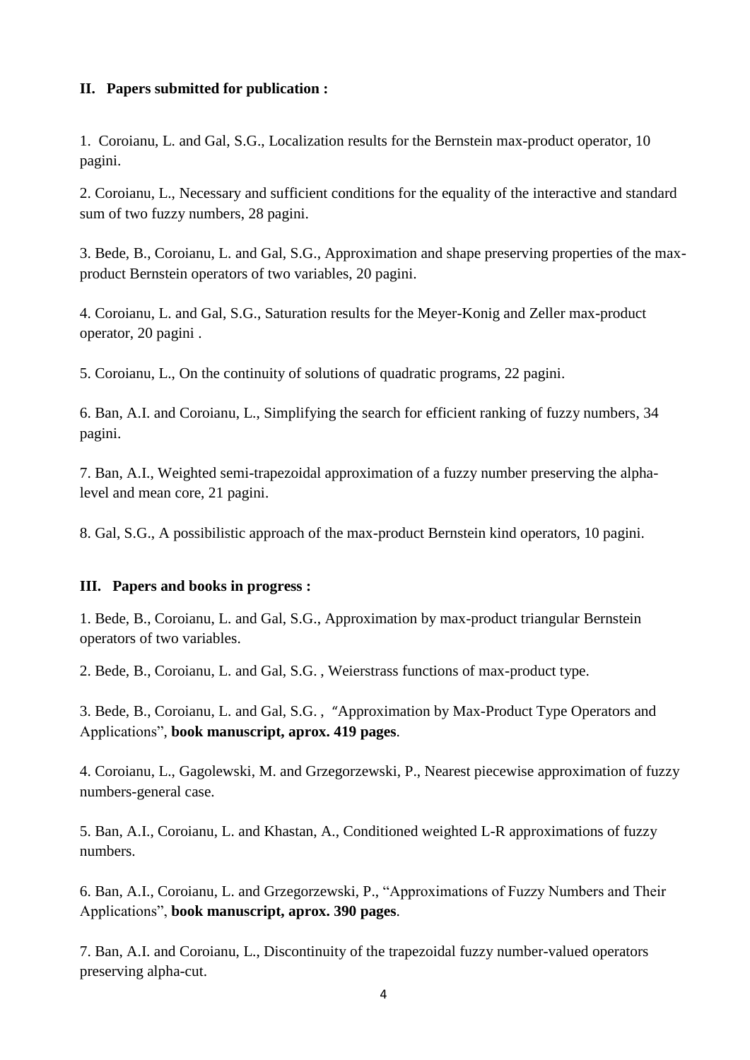**II. Papers submitted for publication :**

1. Coroianu, L. and Gal, S.G., Localization results for the Bernstein max-product operator, 10 pagini.

2. Coroianu, L., Necessary and sufficient conditions for the equality of the interactive and standard sum of two fuzzy numbers, 28 pagini.

3. Bede, B., Coroianu, L. and Gal, S.G., Approximation and shape preserving properties of the max-product Bernstein operators of two variables, 20 pagini.

4. Coroianu, L. and Gal, S.G., Saturation results for the Meyer-Konig and Zeller max-product operator, 20 pagini .

5. Coroianu, L., On the continuity of solutions of quadratic programs, 22 pagini.

6. Ban, A.I. and Coroianu, L., Simplifying the search for efficient ranking of fuzzy numbers, 34 pagini.

7. Ban, A.I., Weighted semi-trapezoidal approximation of a fuzzy number preserving the alpha-level and mean core, 21 pagini.

8. Gal, S.G., A possibilistic approach of the max-product Bernstein kind operators, 10 pagini.

**III. Papers and books in progress :**

1. Bede, B., Coroianu, L. and Gal, S.G., Approximation by max-product triangular Bernstein operators of two variables.

2. Bede, B., Coroianu, L. and Gal, S.G. , Weierstrass functions of max-product type.

3. Bede, B., Coroianu, L. and Gal, S.G. , "Approximation by Max-Product Type Operators and Applications", **book manuscript, aprox. 419 pages**.

4. Coroianu, L., Gagolewski, M. and Grzegorzewski, P., Nearest piecewise approximation of fuzzy numbers-general case.

5. Ban, A.I., Coroianu, L. and Khastan, A., Conditioned weighted L-R approximations of fuzzy numbers.

6. Ban, A.I., Coroianu, L. and Grzegorzewski, P., "Approximations of Fuzzy Numbers and Their Applications", **book manuscript, aprox. 390 pages**.

7. Ban, A.I. and Coroianu, L., Discontinuity of the trapezoidal fuzzy number-valued operators preserving alpha-cut.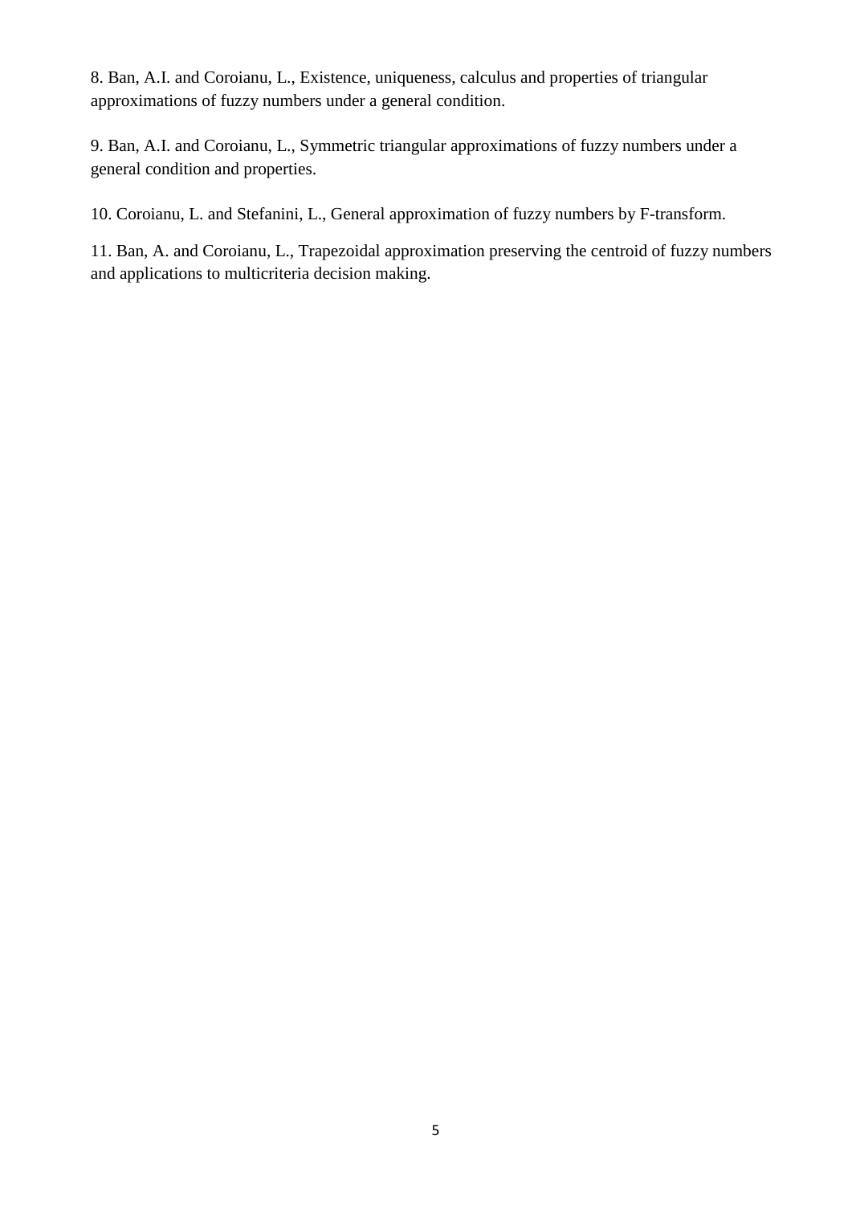8. Ban, A.I. and Coroianu, L., Existence, uniqueness, calculus and properties of triangular approximations of fuzzy numbers under a general condition.

9. Ban, A.I. and Coroianu, L., Symmetric triangular approximations of fuzzy numbers under a general condition and properties.

10. Coroianu, L. and Stefanini, L., General approximation of fuzzy numbers by F-transform.

11. Ban, A. and Coroianu, L., Trapezoidal approximation preserving the centroid of fuzzy numbers and applications to multicriteria decision making.